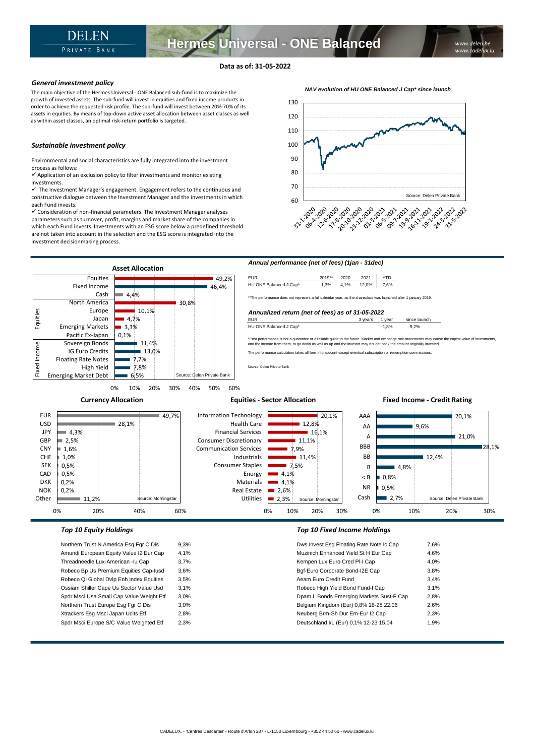# Hermes Universal - ONE Balanced

DELEN PRIVATE BANK

www.delen.be
www.cadelux.lu

**Data as of: 31-05-2022**

### *General investment policy*

The main objective of the Hermes Universal - ONE Balanced sub-fund is to maximize the growth of invested assets. The sub-fund will invest in equities and fixed income products in order to achieve the requested risk profile. The sub-fund will invest between 20%-70% of its assets in equities. By means of top-down active asset allocation between asset classes as well as within asset classes, an optimal risk-return portfolio is targeted.

### *Sustainable investment policy*

Environmental and social characteristics are fully integrated into the investment process as follows:

- ✓ Application of an exclusion policy to filter investments and monitor existing investments.
- ✓ The Investment Manager's engagement. Engagement refers to the continuous and constructive dialogue between the Investment Manager and the investments in which each Fund invests.
- ✓ Consideration of non-financial parameters. The Investment Manager analyses parameters such as turnover, profit, margins and market share of the companies in which each Fund invests. Investments with an ESG score below a predefined threshold are not taken into account in the selection and the ESG score is integrated into the investment decisionmaking process.

*NAV evolution of HU ONE Balanced J Cap\* since launch*

Source: Delen Private Bank

## Asset Allocation

| | | |
|---|---|---|
| | Equities | 49,2% |
| | Fixed Income | 46,4% |
| | Cash | 4,4% |
| Equities | North America | 30,8% |
| | Europe | 10,1% |
| | Japan | 4,7% |
| | Emerging Markets | 3,3% |
| | Pacific Ex-Japan | 0,1% |
| Fixed income | Sovereign Bonds | 11,4% |
| | IG Euro Credits | 13,0% |
| | Floating Rate Notes | 7,7% |
| | High Yield | 7,8% |
| | Emerging Market Debt | 6,5% |

Source: Delen Private Bank

### *Annual performance (net of fees) (1jan - 31dec)*

| EUR | 2019** | 2020 | 2021 | YTD |
|---|---|---|---|---|
| HU ONE Balanced J Cap* | 1,3% | 4,1% | 12,0% | -7,6% |

**The performance does not represent a full calendar year, as the shareclass was launched after 1 january 2019.

### *Annualized return (net of fees) as of 31-05-2022*

| EUR | 3 years | 1 year | since launch |
|---|---|---|---|
| HU ONE Balanced J Cap* | | -1,8% | 9,2% |

*Past performance is not a guarantee or a reliable guide to the future. Market and exchange rate movements may cause the capital value of investments, and the income from them, to go down as well as up and the investor may not get back the amount originally invested.

The performance calculation takes all fees into account except eventual subscription or redemption commissions.

Source: Delen Private Bank

## Currency Allocation

| Currency | % |
|---|---|
| EUR | 49,7% |
| USD | 28,1% |
| JPY | 4,3% |
| GBP | 2,5% |
| CNY | 1,6% |
| CHF | 1,0% |
| SEK | 0,5% |
| CAD | 0,5% |
| DKK | 0,2% |
| NOK | 0,2% |
| Other | 11,2% |

Source: Morningstar

## Equities - Sector Allocation

| Sector | % |
|---|---|
| Information Technology | 20,1% |
| Health Care | 12,8% |
| Financial Services | 16,1% |
| Consumer Discretionary | 11,1% |
| Communication Services | 7,9% |
| Industrials | 11,4% |
| Consumer Staples | 7,5% |
| Energy | 4,1% |
| Materials | 4,1% |
| Real Estate | 2,6% |
| Utilities | 2,3% |

Source: Morningstar

## Fixed Income - Credit Rating

| Rating | % |
|---|---|
| AAA | 20,1% |
| AA | 9,6% |
| A | 21,0% |
| BBB | 28,1% |
| BB | 12,4% |
| B | 4,8% |
| < B | 0,8% |
| NR | 0,5% |
| Cash | 2,7% |

Source: Delen Private Bank

### *Top 10 Equity Holdings*

| | |
|---|---|
| Northern Trust N America Esg Fgr C Dis | 9,3% |
| Amundi European Equity Value I2 Eur Cap | 4,1% |
| Threadneedle Lux-American -Iu Cap | 3,7% |
| Robeco Bp Us Premium Equities Cap-Iusd | 3,6% |
| Robeco Qi Global Dvlp Enh Index Equities | 3,5% |
| Ossiam Shiller Cape Us Sector Value Usd | 3,1% |
| Spdr Msci Usa Small Cap Value Weight Etf | 3,0% |
| Northern Trust Europe Esg Fgr C Dis | 3,0% |
| Xtrackers Esg Msci Japan Ucits Etf | 2,8% |
| Spdr Msci Europe S/C Value Weighted Etf | 2,3% |

### *Top 10 Fixed Income Holdings*

| | |
|---|---|
| Dws Invest Esg Floating Rate Note Ic Cap | 7,6% |
| Muzinich Enhanced Yield St H Eur Cap | 4,6% |
| Kempen Lux Euro Cred PI-I Cap | 4,0% |
| Bgf-Euro Corporate Bond-I2E Cap | 3,8% |
| Aeam Euro Credit Fund | 3,4% |
| Robeco High Yield Bond Fund-I Cap | 3,1% |
| Dpam L Bonds Emerging Markets Sust-F Cap | 2,8% |
| Belgium Kingdom (Eur) 0,8% 18-28 22.06 | 2,6% |
| Neuberg Brm-Sh Dur Em-Eur I2 Cap | 2,3% |
| Deutschland I/L (Eur) 0,1% 12-23 15.04 | 1,9% |

CADELUX. - 'Centres Descartes' - Route d'Arlon 287 - L-1150 Luxembourg - +352 44 50 60 - www.cadelux.lu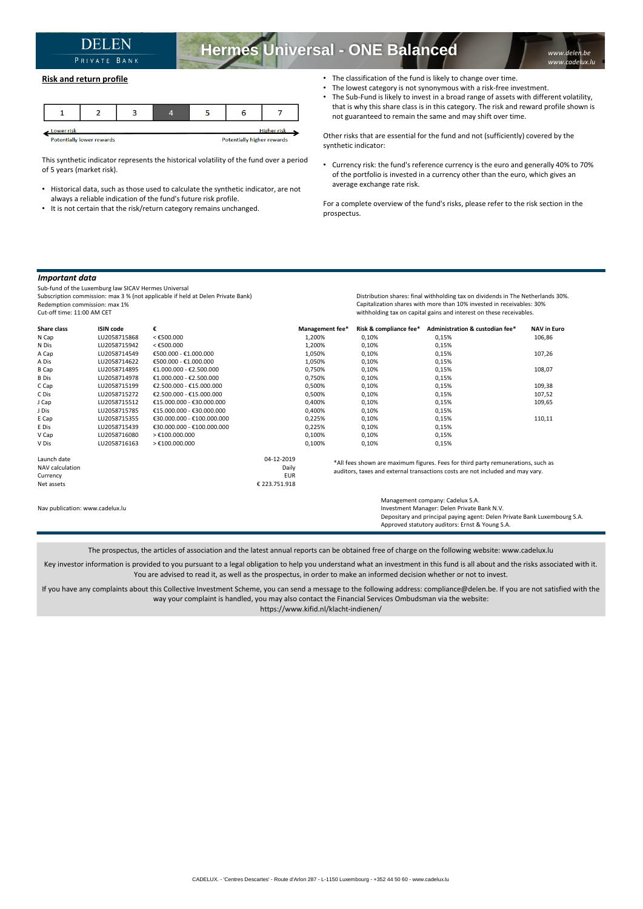# Hermes Universal - ONE Balanced

DELEN PRIVATE BANK

www.delen.be
www.cadelux.lu

## Risk and return profile

| 1 | 2 | 3 | 4 | 5 | 6 | 7 |
|---|---|---|---|---|---|---|

Lower risk — Higher risk

Potentially lower rewards — Potentially higher rewards

This synthetic indicator represents the historical volatility of the fund over a period of 5 years (market risk).

- Historical data, such as those used to calculate the synthetic indicator, are not always a reliable indication of the fund's future risk profile.
- It is not certain that the risk/return category remains unchanged.
- The classification of the fund is likely to change over time.
- The lowest category is not synonymous with a risk-free investment.
- The Sub-Fund is likely to invest in a broad range of assets with different volatility, that is why this share class is in this category. The risk and reward profile shown is not guaranteed to remain the same and may shift over time.

Other risks that are essential for the fund and not (sufficiently) covered by the synthetic indicator:

- Currency risk: the fund's reference currency is the euro and generally 40% to 70% of the portfolio is invested in a currency other than the euro, which gives an average exchange rate risk.

For a complete overview of the fund's risks, please refer to the risk section in the prospectus.

## *Important data*

Sub-fund of the Luxemburg law SICAV Hermes Universal
Subscription commission: max 3 % (not applicable if held at Delen Private Bank)
Redemption commission: max 1%
Cut-off time: 11:00 AM CET

Distribution shares: final withholding tax on dividends in The Netherlands 30%.
Capitalization shares with more than 10% invested in receivables: 30% withholding tax on capital gains and interest on these receivables.

| Share class | ISIN code | € | Management fee* | Risk & compliance fee* | Administration & custodian fee* | NAV in Euro |
|---|---|---|---|---|---|---|
| N Cap | LU2058715868 | < €500.000 | 1,200% | 0,10% | 0,15% | 106,86 |
| N Dis | LU2058715942 | < €500.000 | 1,200% | 0,10% | 0,15% | |
| A Cap | LU2058714549 | €500.000 - €1.000.000 | 1,050% | 0,10% | 0,15% | 107,26 |
| A Dis | LU2058714622 | €500.000 - €1.000.000 | 1,050% | 0,10% | 0,15% | |
| B Cap | LU2058714895 | €1.000.000 - €2.500.000 | 0,750% | 0,10% | 0,15% | 108,07 |
| B Dis | LU2058714978 | €1.000.000 - €2.500.000 | 0,750% | 0,10% | 0,15% | |
| C Cap | LU2058715199 | €2.500.000 - €15.000.000 | 0,500% | 0,10% | 0,15% | 109,38 |
| C Dis | LU2058715272 | €2.500.000 - €15.000.000 | 0,500% | 0,10% | 0,15% | 107,52 |
| J Cap | LU2058715512 | €15.000.000 - €30.000.000 | 0,400% | 0,10% | 0,15% | 109,65 |
| J Dis | LU2058715785 | €15.000.000 - €30.000.000 | 0,400% | 0,10% | 0,15% | |
| E Cap | LU2058715355 | €30.000.000 - €100.000.000 | 0,225% | 0,10% | 0,15% | 110,11 |
| E Dis | LU2058715439 | €30.000.000 - €100.000.000 | 0,225% | 0,10% | 0,15% | |
| V Cap | LU2058716080 | > €100.000.000 | 0,100% | 0,10% | 0,15% | |
| V Dis | LU2058716163 | > €100.000.000 | 0,100% | 0,10% | 0,15% | |

| | |
|---|---|
| Launch date | 04-12-2019 |
| NAV calculation | Daily |
| Currency | EUR |
| Net assets | € 223.751.918 |

*All fees shown are maximum figures. Fees for third party remunerations, such as auditors, taxes and external transactions costs are not included and may vary.

Nav publication: www.cadelux.lu

Management company: Cadelux S.A.
Investment Manager: Delen Private Bank N.V.
Depositary and principal paying agent: Delen Private Bank Luxembourg S.A.
Approved statutory auditors: Ernst & Young S.A.

The prospectus, the articles of association and the latest annual reports can be obtained free of charge on the following website: www.cadelux.lu

Key investor information is provided to you pursuant to a legal obligation to help you understand what an investment in this fund is all about and the risks associated with it. You are advised to read it, as well as the prospectus, in order to make an informed decision whether or not to invest.

If you have any complaints about this Collective Investment Scheme, you can send a message to the following address: compliance@delen.be. If you are not satisfied with the way your complaint is handled, you may also contact the Financial Services Ombudsman via the website: https://www.kifid.nl/klacht-indienen/

CADELUX. - 'Centres Descartes' - Route d'Arlon 287 - L-1150 Luxembourg - +352 44 50 60 - www.cadelux.lu